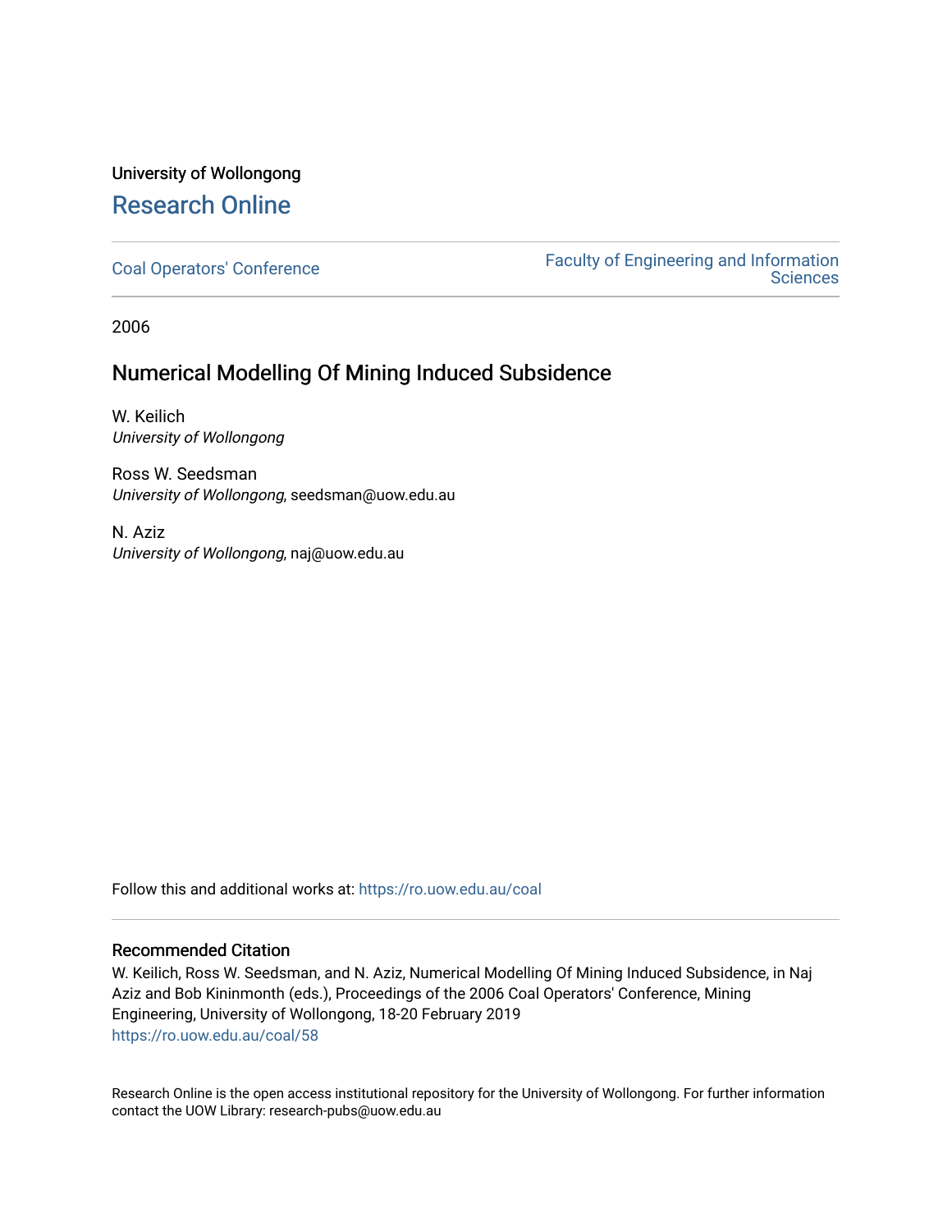University of Wollongong

# Research Online

Coal Operators' Conference

Faculty of Engineering and Information Sciences

2006

## Numerical Modelling Of Mining Induced Subsidence

W. Keilich
*University of Wollongong*

Ross W. Seedsman
*University of Wollongong*, seedsman@uow.edu.au

N. Aziz
*University of Wollongong*, naj@uow.edu.au

Follow this and additional works at: https://ro.uow.edu.au/coal

### Recommended Citation

W. Keilich, Ross W. Seedsman, and N. Aziz, Numerical Modelling Of Mining Induced Subsidence, in Naj Aziz and Bob Kininmonth (eds.), Proceedings of the 2006 Coal Operators' Conference, Mining Engineering, University of Wollongong, 18-20 February 2019
https://ro.uow.edu.au/coal/58

Research Online is the open access institutional repository for the University of Wollongong. For further information contact the UOW Library: research-pubs@uow.edu.au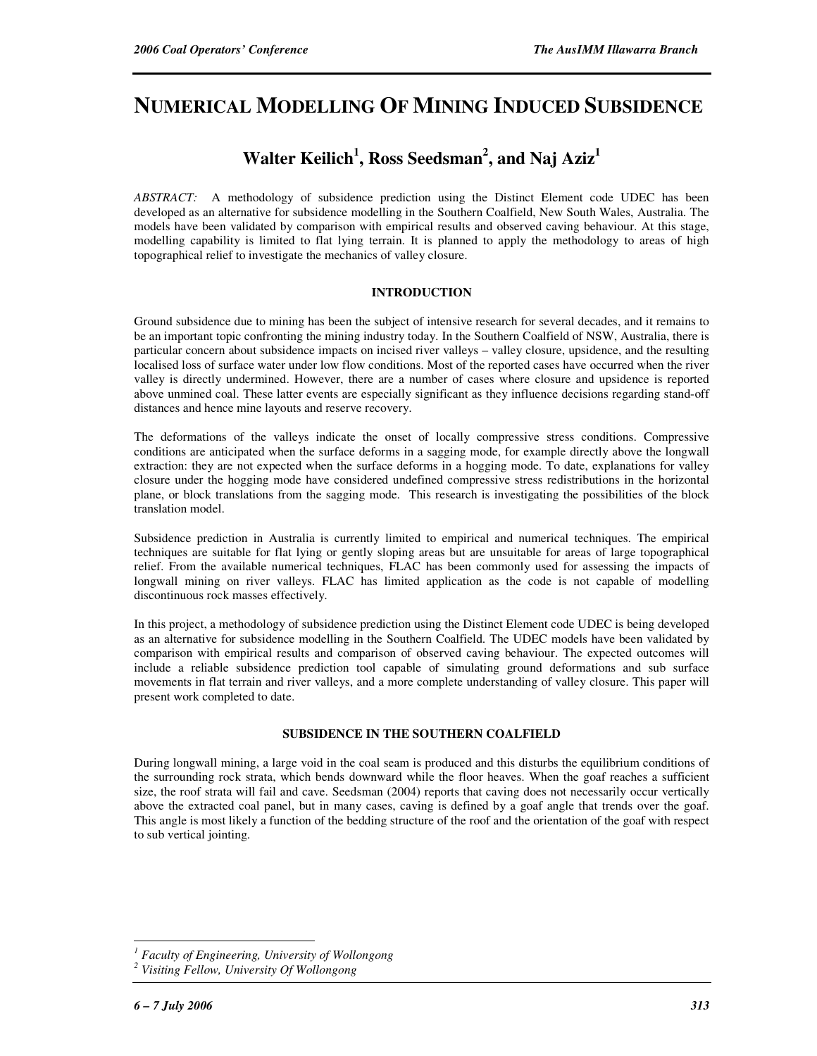# NUMERICAL MODELLING OF MINING INDUCED SUBSIDENCE

## Walter Keilich[1], Ross Seedsman[2], and Naj Aziz[1]

*ABSTRACT:* A methodology of subsidence prediction using the Distinct Element code UDEC has been developed as an alternative for subsidence modelling in the Southern Coalfield, New South Wales, Australia. The models have been validated by comparison with empirical results and observed caving behaviour. At this stage, modelling capability is limited to flat lying terrain. It is planned to apply the methodology to areas of high topographical relief to investigate the mechanics of valley closure.

### INTRODUCTION

Ground subsidence due to mining has been the subject of intensive research for several decades, and it remains to be an important topic confronting the mining industry today. In the Southern Coalfield of NSW, Australia, there is particular concern about subsidence impacts on incised river valleys – valley closure, upsidence, and the resulting localised loss of surface water under low flow conditions. Most of the reported cases have occurred when the river valley is directly undermined. However, there are a number of cases where closure and upsidence is reported above unmined coal. These latter events are especially significant as they influence decisions regarding stand-off distances and hence mine layouts and reserve recovery.

The deformations of the valleys indicate the onset of locally compressive stress conditions. Compressive conditions are anticipated when the surface deforms in a sagging mode, for example directly above the longwall extraction: they are not expected when the surface deforms in a hogging mode. To date, explanations for valley closure under the hogging mode have considered undefined compressive stress redistributions in the horizontal plane, or block translations from the sagging mode. This research is investigating the possibilities of the block translation model.

Subsidence prediction in Australia is currently limited to empirical and numerical techniques. The empirical techniques are suitable for flat lying or gently sloping areas but are unsuitable for areas of large topographical relief. From the available numerical techniques, FLAC has been commonly used for assessing the impacts of longwall mining on river valleys. FLAC has limited application as the code is not capable of modelling discontinuous rock masses effectively.

In this project, a methodology of subsidence prediction using the Distinct Element code UDEC is being developed as an alternative for subsidence modelling in the Southern Coalfield. The UDEC models have been validated by comparison with empirical results and comparison of observed caving behaviour. The expected outcomes will include a reliable subsidence prediction tool capable of simulating ground deformations and sub surface movements in flat terrain and river valleys, and a more complete understanding of valley closure. This paper will present work completed to date.

### SUBSIDENCE IN THE SOUTHERN COALFIELD

During longwall mining, a large void in the coal seam is produced and this disturbs the equilibrium conditions of the surrounding rock strata, which bends downward while the floor heaves. When the goaf reaches a sufficient size, the roof strata will fail and cave. Seedsman (2004) reports that caving does not necessarily occur vertically above the extracted coal panel, but in many cases, caving is defined by a goaf angle that trends over the goaf. This angle is most likely a function of the bedding structure of the roof and the orientation of the goaf with respect to sub vertical jointing.

---

[1] *Faculty of Engineering, University of Wollongong*
[2] *Visiting Fellow, University Of Wollongong*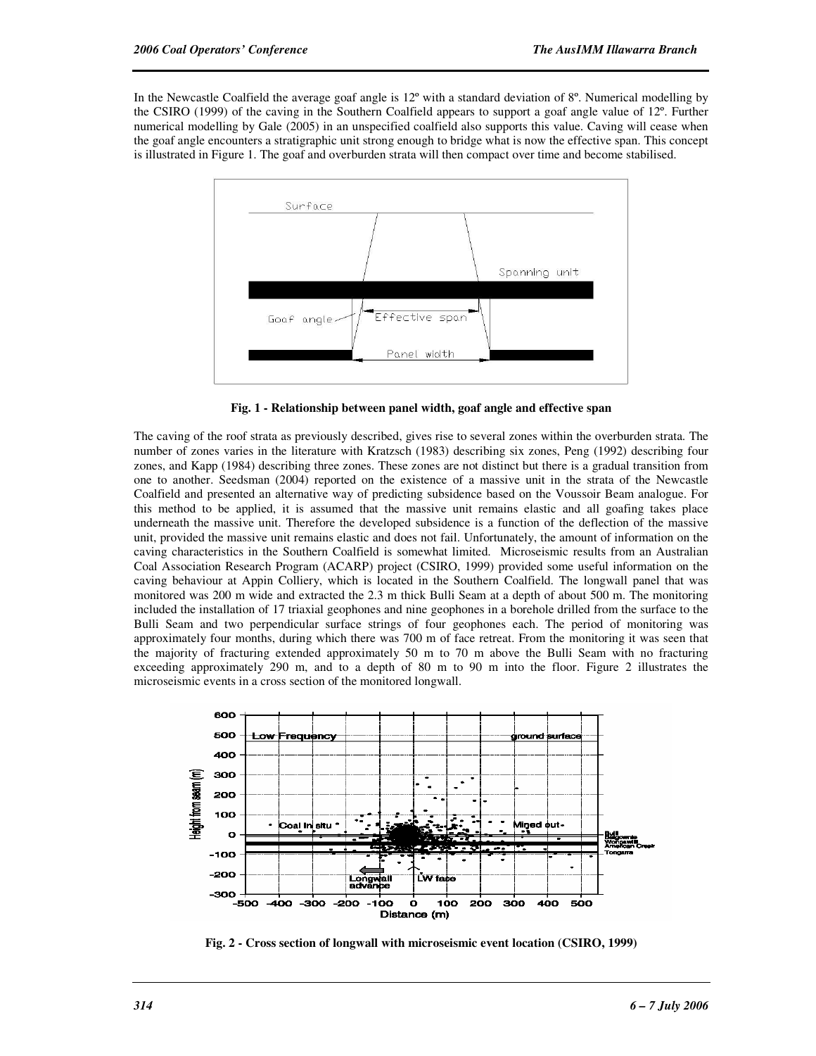In the Newcastle Coalfield the average goaf angle is 12º with a standard deviation of 8º. Numerical modelling by the CSIRO (1999) of the caving in the Southern Coalfield appears to support a goaf angle value of 12º. Further numerical modelling by Gale (2005) in an unspecified coalfield also supports this value. Caving will cease when the goaf angle encounters a stratigraphic unit strong enough to bridge what is now the effective span. This concept is illustrated in Figure 1. The goaf and overburden strata will then compact over time and become stabilised.

Surface

Spanning unit

Goaf angle

Effective span

Panel width

**Fig. 1 - Relationship between panel width, goaf angle and effective span**

The caving of the roof strata as previously described, gives rise to several zones within the overburden strata. The number of zones varies in the literature with Kratzsch (1983) describing six zones, Peng (1992) describing four zones, and Kapp (1984) describing three zones. These zones are not distinct but there is a gradual transition from one to another. Seedsman (2004) reported on the existence of a massive unit in the strata of the Newcastle Coalfield and presented an alternative way of predicting subsidence based on the Voussoir Beam analogue. For this method to be applied, it is assumed that the massive unit remains elastic and all goafing takes place underneath the massive unit. Therefore the developed subsidence is a function of the deflection of the massive unit, provided the massive unit remains elastic and does not fail. Unfortunately, the amount of information on the caving characteristics in the Southern Coalfield is somewhat limited. Microseismic results from an Australian Coal Association Research Program (ACARP) project (CSIRO, 1999) provided some useful information on the caving behaviour at Appin Colliery, which is located in the Southern Coalfield. The longwall panel that was monitored was 200 m wide and extracted the 2.3 m thick Bulli Seam at a depth of about 500 m. The monitoring included the installation of 17 triaxial geophones and nine geophones in a borehole drilled from the surface to the Bulli Seam and two perpendicular surface strings of four geophones each. The period of monitoring was approximately four months, during which there was 700 m of face retreat. From the monitoring it was seen that the majority of fracturing extended approximately 50 m to 70 m above the Bulli Seam with no fracturing exceeding approximately 290 m, and to a depth of 80 m to 90 m into the floor. Figure 2 illustrates the microseismic events in a cross section of the monitored longwall.

Low Frequency

ground surface

Height from seam (m)

600
500
400
300
200
100
0
-100
-200
-300

Coal in situ

Mined out

Bulli
Balgownie
Wongawilli
American Creek
Tongarra

Longwall advance

LW face

-500 -400 -300 -200 -100 0 100 200 300 400 500

Distance (m)

**Fig. 2 - Cross section of longwall with microseismic event location (CSIRO, 1999)**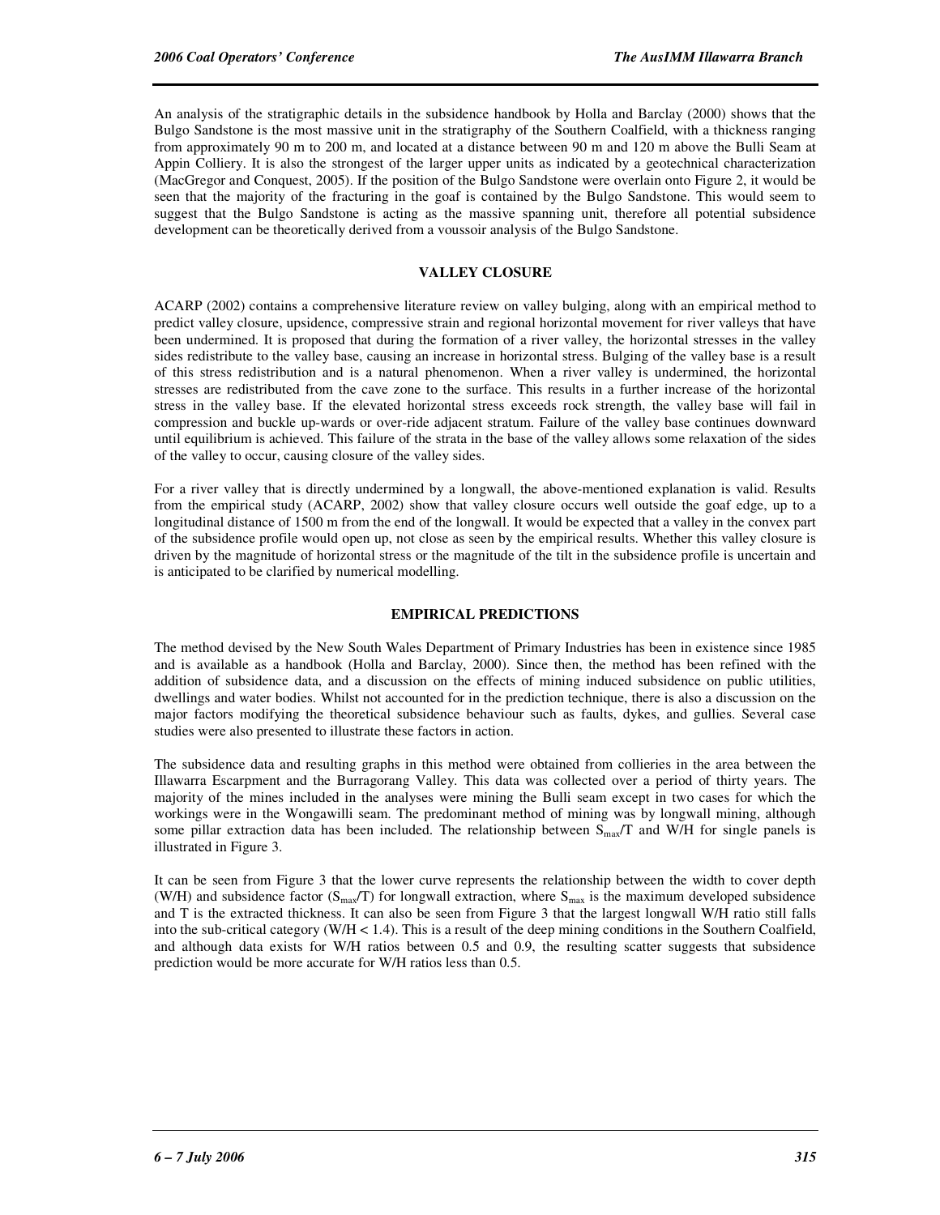An analysis of the stratigraphic details in the subsidence handbook by Holla and Barclay (2000) shows that the Bulgo Sandstone is the most massive unit in the stratigraphy of the Southern Coalfield, with a thickness ranging from approximately 90 m to 200 m, and located at a distance between 90 m and 120 m above the Bulli Seam at Appin Colliery. It is also the strongest of the larger upper units as indicated by a geotechnical characterization (MacGregor and Conquest, 2005). If the position of the Bulgo Sandstone were overlain onto Figure 2, it would be seen that the majority of the fracturing in the goaf is contained by the Bulgo Sandstone. This would seem to suggest that the Bulgo Sandstone is acting as the massive spanning unit, therefore all potential subsidence development can be theoretically derived from a voussoir analysis of the Bulgo Sandstone.

## VALLEY CLOSURE

ACARP (2002) contains a comprehensive literature review on valley bulging, along with an empirical method to predict valley closure, upsidence, compressive strain and regional horizontal movement for river valleys that have been undermined. It is proposed that during the formation of a river valley, the horizontal stresses in the valley sides redistribute to the valley base, causing an increase in horizontal stress. Bulging of the valley base is a result of this stress redistribution and is a natural phenomenon. When a river valley is undermined, the horizontal stresses are redistributed from the cave zone to the surface. This results in a further increase of the horizontal stress in the valley base. If the elevated horizontal stress exceeds rock strength, the valley base will fail in compression and buckle up-wards or over-ride adjacent stratum. Failure of the valley base continues downward until equilibrium is achieved. This failure of the strata in the base of the valley allows some relaxation of the sides of the valley to occur, causing closure of the valley sides.

For a river valley that is directly undermined by a longwall, the above-mentioned explanation is valid. Results from the empirical study (ACARP, 2002) show that valley closure occurs well outside the goaf edge, up to a longitudinal distance of 1500 m from the end of the longwall. It would be expected that a valley in the convex part of the subsidence profile would open up, not close as seen by the empirical results. Whether this valley closure is driven by the magnitude of horizontal stress or the magnitude of the tilt in the subsidence profile is uncertain and is anticipated to be clarified by numerical modelling.

## EMPIRICAL PREDICTIONS

The method devised by the New South Wales Department of Primary Industries has been in existence since 1985 and is available as a handbook (Holla and Barclay, 2000). Since then, the method has been refined with the addition of subsidence data, and a discussion on the effects of mining induced subsidence on public utilities, dwellings and water bodies. Whilst not accounted for in the prediction technique, there is also a discussion on the major factors modifying the theoretical subsidence behaviour such as faults, dykes, and gullies. Several case studies were also presented to illustrate these factors in action.

The subsidence data and resulting graphs in this method were obtained from collieries in the area between the Illawarra Escarpment and the Burragorang Valley. This data was collected over a period of thirty years. The majority of the mines included in the analyses were mining the Bulli seam except in two cases for which the workings were in the Wongawilli seam. The predominant method of mining was by longwall mining, although some pillar extraction data has been included. The relationship between $S_{max}/T$ and W/H for single panels is illustrated in Figure 3.

It can be seen from Figure 3 that the lower curve represents the relationship between the width to cover depth (W/H) and subsidence factor ($S_{max}/T$) for longwall extraction, where $S_{max}$ is the maximum developed subsidence and T is the extracted thickness. It can also be seen from Figure 3 that the largest longwall W/H ratio still falls into the sub-critical category (W/H < 1.4). This is a result of the deep mining conditions in the Southern Coalfield, and although data exists for W/H ratios between 0.5 and 0.9, the resulting scatter suggests that subsidence prediction would be more accurate for W/H ratios less than 0.5.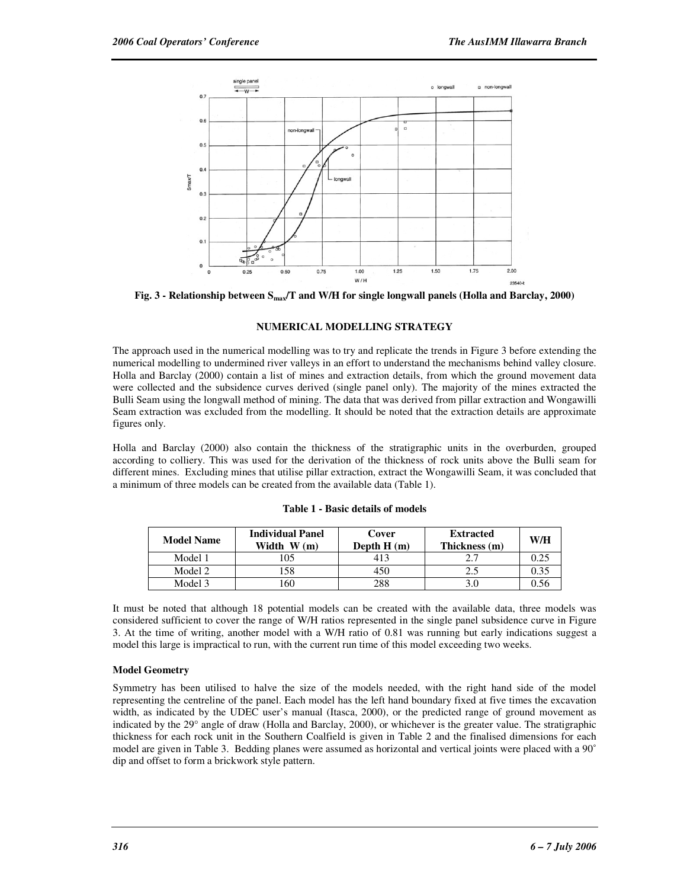single panel

W

o longwall □ non-longwall

0.7

0.6

0.5

0.4

0.3

0.2

0.1

0

Smax/T

non-longwall

longwall

0 0.25 0.50 0.75 1.00 1.25 1.50 1.75 2.00

W / H

23540-t

**Fig. 3 - Relationship between $S_{max}$/T and W/H for single longwall panels (Holla and Barclay, 2000)**

## NUMERICAL MODELLING STRATEGY

The approach used in the numerical modelling was to try and replicate the trends in Figure 3 before extending the numerical modelling to undermined river valleys in an effort to understand the mechanisms behind valley closure. Holla and Barclay (2000) contain a list of mines and extraction details, from which the ground movement data were collected and the subsidence curves derived (single panel only). The majority of the mines extracted the Bulli Seam using the longwall method of mining. The data that was derived from pillar extraction and Wongawilli Seam extraction was excluded from the modelling. It should be noted that the extraction details are approximate figures only.

Holla and Barclay (2000) also contain the thickness of the stratigraphic units in the overburden, grouped according to colliery. This was used for the derivation of the thickness of rock units above the Bulli seam for different mines. Excluding mines that utilise pillar extraction, extract the Wongawilli Seam, it was concluded that a minimum of three models can be created from the available data (Table 1).

**Table 1 - Basic details of models**

| Model Name | Individual Panel Width W (m) | Cover Depth H (m) | Extracted Thickness (m) | W/H |
|---|---|---|---|---|
| Model 1 | 105 | 413 | 2.7 | 0.25 |
| Model 2 | 158 | 450 | 2.5 | 0.35 |
| Model 3 | 160 | 288 | 3.0 | 0.56 |

It must be noted that although 18 potential models can be created with the available data, three models was considered sufficient to cover the range of W/H ratios represented in the single panel subsidence curve in Figure 3. At the time of writing, another model with a W/H ratio of 0.81 was running but early indications suggest a model this large is impractical to run, with the current run time of this model exceeding two weeks.

### Model Geometry

Symmetry has been utilised to halve the size of the models needed, with the right hand side of the model representing the centreline of the panel. Each model has the left hand boundary fixed at five times the excavation width, as indicated by the UDEC user's manual (Itasca, 2000), or the predicted range of ground movement as indicated by the 29° angle of draw (Holla and Barclay, 2000), or whichever is the greater value. The stratigraphic thickness for each rock unit in the Southern Coalfield is given in Table 2 and the finalised dimensions for each model are given in Table 3. Bedding planes were assumed as horizontal and vertical joints were placed with a 90˚ dip and offset to form a brickwork style pattern.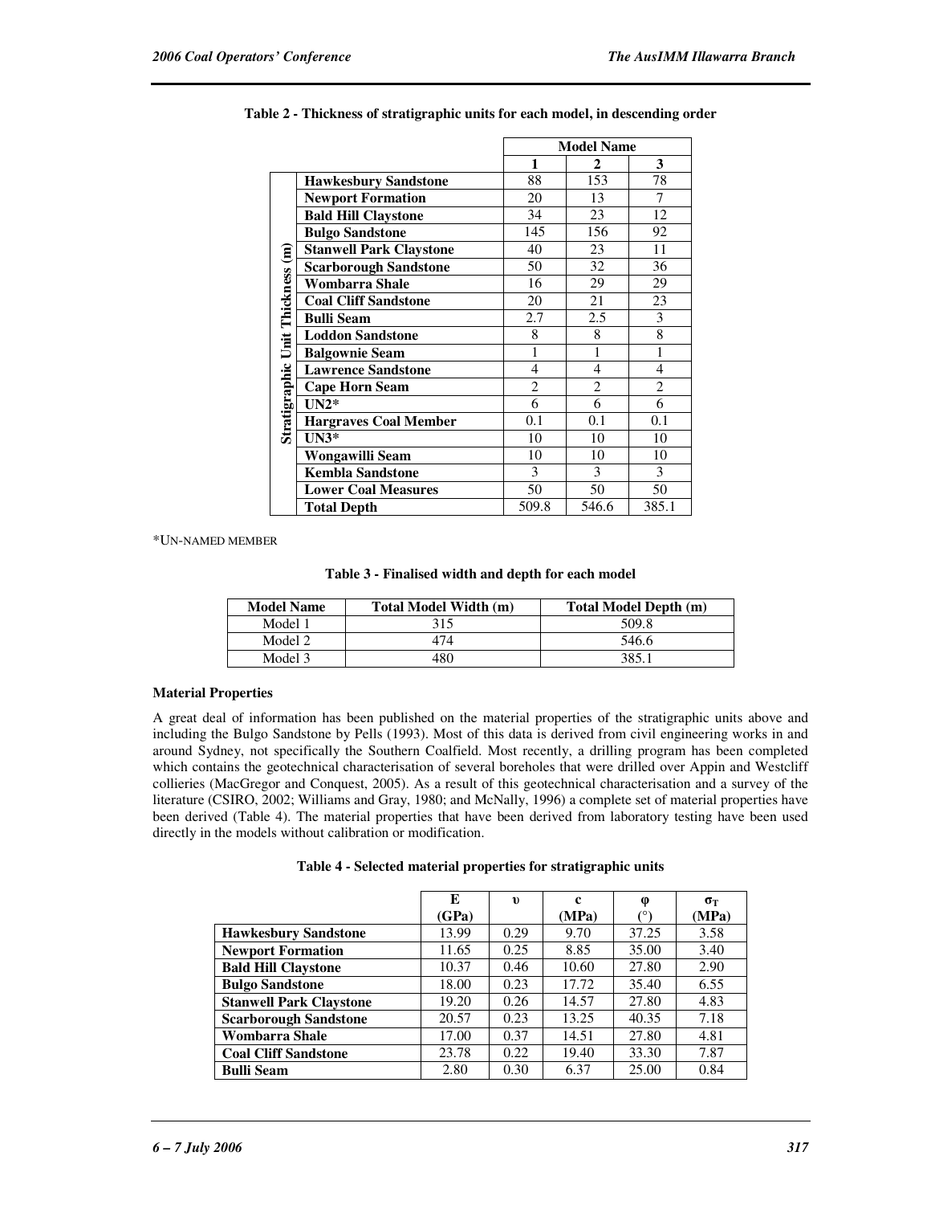**Table 2 - Thickness of stratigraphic units for each model, in descending order**

| Stratigraphic Unit Thickness (m) | Model Name | | |
|---|---|---|---|
| | 1 | 2 | 3 |
| Hawkesbury Sandstone | 88 | 153 | 78 |
| Newport Formation | 20 | 13 | 7 |
| Bald Hill Claystone | 34 | 23 | 12 |
| Bulgo Sandstone | 145 | 156 | 92 |
| Stanwell Park Claystone | 40 | 23 | 11 |
| Scarborough Sandstone | 50 | 32 | 36 |
| Wombarra Shale | 16 | 29 | 29 |
| Coal Cliff Sandstone | 20 | 21 | 23 |
| Bulli Seam | 2.7 | 2.5 | 3 |
| Loddon Sandstone | 8 | 8 | 8 |
| Balgownie Seam | 1 | 1 | 1 |
| Lawrence Sandstone | 4 | 4 | 4 |
| Cape Horn Seam | 2 | 2 | 2 |
| UN2* | 6 | 6 | 6 |
| Hargraves Coal Member | 0.1 | 0.1 | 0.1 |
| UN3* | 10 | 10 | 10 |
| Wongawilli Seam | 10 | 10 | 10 |
| Kembla Sandstone | 3 | 3 | 3 |
| Lower Coal Measures | 50 | 50 | 50 |
| Total Depth | 509.8 | 546.6 | 385.1 |

*UN-NAMED MEMBER

**Table 3 - Finalised width and depth for each model**

| Model Name | Total Model Width (m) | Total Model Depth (m) |
|---|---|---|
| Model 1 | 315 | 509.8 |
| Model 2 | 474 | 546.6 |
| Model 3 | 480 | 385.1 |

**Material Properties**

A great deal of information has been published on the material properties of the stratigraphic units above and including the Bulgo Sandstone by Pells (1993). Most of this data is derived from civil engineering works in and around Sydney, not specifically the Southern Coalfield. Most recently, a drilling program has been completed which contains the geotechnical characterisation of several boreholes that were drilled over Appin and Westcliff collieries (MacGregor and Conquest, 2005). As a result of this geotechnical characterisation and a survey of the literature (CSIRO, 2002; Williams and Gray, 1980; and McNally, 1996) a complete set of material properties have been derived (Table 4). The material properties that have been derived from laboratory testing have been used directly in the models without calibration or modification.

**Table 4 - Selected material properties for stratigraphic units**

| | E (GPa) | $\upsilon$ | c (MPa) | $\varphi$ (°) | $\sigma_T$ (MPa) |
|---|---|---|---|---|---|
| Hawkesbury Sandstone | 13.99 | 0.29 | 9.70 | 37.25 | 3.58 |
| Newport Formation | 11.65 | 0.25 | 8.85 | 35.00 | 3.40 |
| Bald Hill Claystone | 10.37 | 0.46 | 10.60 | 27.80 | 2.90 |
| Bulgo Sandstone | 18.00 | 0.23 | 17.72 | 35.40 | 6.55 |
| Stanwell Park Claystone | 19.20 | 0.26 | 14.57 | 27.80 | 4.83 |
| Scarborough Sandstone | 20.57 | 0.23 | 13.25 | 40.35 | 7.18 |
| Wombarra Shale | 17.00 | 0.37 | 14.51 | 27.80 | 4.81 |
| Coal Cliff Sandstone | 23.78 | 0.22 | 19.40 | 33.30 | 7.87 |
| Bulli Seam | 2.80 | 0.30 | 6.37 | 25.00 | 0.84 |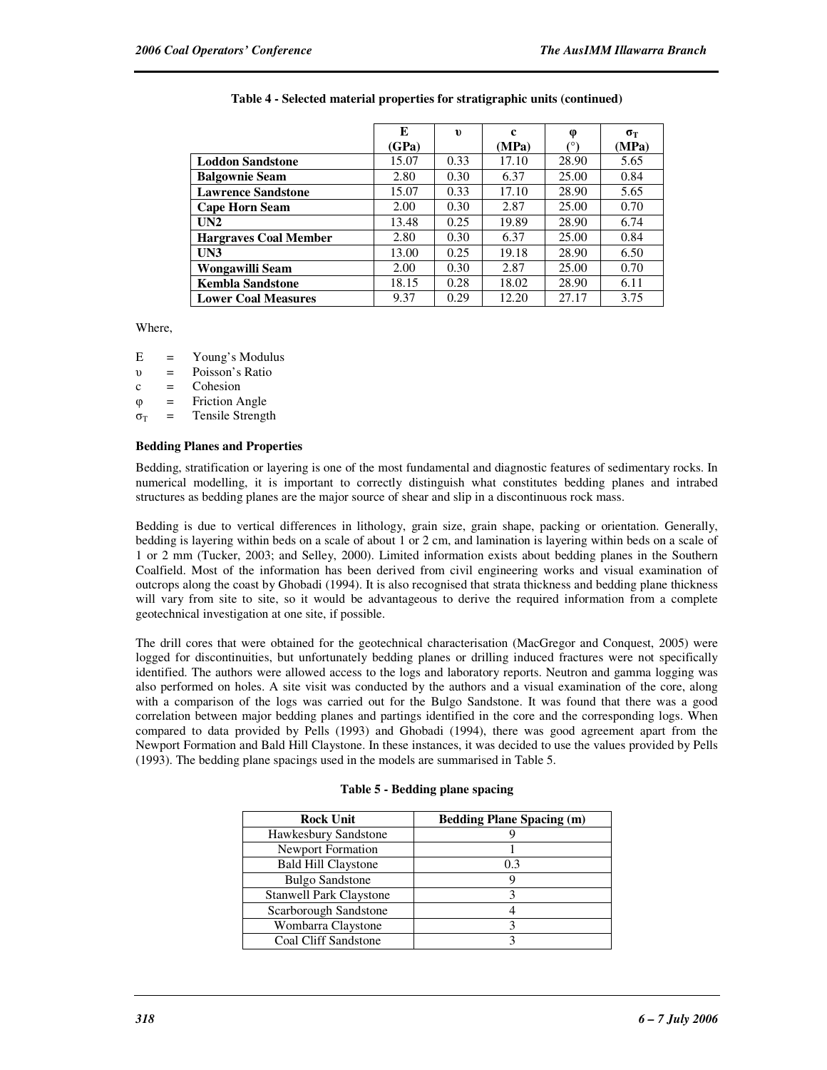**Table 4 - Selected material properties for stratigraphic units (continued)**

| | E (GPa) | υ | c (MPa) | φ (°) | $\sigma_T$ (MPa) |
|---|---|---|---|---|---|
| **Loddon Sandstone** | 15.07 | 0.33 | 17.10 | 28.90 | 5.65 |
| **Balgownie Seam** | 2.80 | 0.30 | 6.37 | 25.00 | 0.84 |
| **Lawrence Sandstone** | 15.07 | 0.33 | 17.10 | 28.90 | 5.65 |
| **Cape Horn Seam** | 2.00 | 0.30 | 2.87 | 25.00 | 0.70 |
| **UN2** | 13.48 | 0.25 | 19.89 | 28.90 | 6.74 |
| **Hargraves Coal Member** | 2.80 | 0.30 | 6.37 | 25.00 | 0.84 |
| **UN3** | 13.00 | 0.25 | 19.18 | 28.90 | 6.50 |
| **Wongawilli Seam** | 2.00 | 0.30 | 2.87 | 25.00 | 0.70 |
| **Kembla Sandstone** | 18.15 | 0.28 | 18.02 | 28.90 | 6.11 |
| **Lower Coal Measures** | 9.37 | 0.29 | 12.20 | 27.17 | 3.75 |

Where,

E = Young's Modulus
υ = Poisson's Ratio
c = Cohesion
φ = Friction Angle
$\sigma_T$ = Tensile Strength

**Bedding Planes and Properties**

Bedding, stratification or layering is one of the most fundamental and diagnostic features of sedimentary rocks. In numerical modelling, it is important to correctly distinguish what constitutes bedding planes and intrabed structures as bedding planes are the major source of shear and slip in a discontinuous rock mass.

Bedding is due to vertical differences in lithology, grain size, grain shape, packing or orientation. Generally, bedding is layering within beds on a scale of about 1 or 2 cm, and lamination is layering within beds on a scale of 1 or 2 mm (Tucker, 2003; and Selley, 2000). Limited information exists about bedding planes in the Southern Coalfield. Most of the information has been derived from civil engineering works and visual examination of outcrops along the coast by Ghobadi (1994). It is also recognised that strata thickness and bedding plane thickness will vary from site to site, so it would be advantageous to derive the required information from a complete geotechnical investigation at one site, if possible.

The drill cores that were obtained for the geotechnical characterisation (MacGregor and Conquest, 2005) were logged for discontinuities, but unfortunately bedding planes or drilling induced fractures were not specifically identified. The authors were allowed access to the logs and laboratory reports. Neutron and gamma logging was also performed on holes. A site visit was conducted by the authors and a visual examination of the core, along with a comparison of the logs was carried out for the Bulgo Sandstone. It was found that there was a good correlation between major bedding planes and partings identified in the core and the corresponding logs. When compared to data provided by Pells (1993) and Ghobadi (1994), there was good agreement apart from the Newport Formation and Bald Hill Claystone. In these instances, it was decided to use the values provided by Pells (1993). The bedding plane spacings used in the models are summarised in Table 5.

**Table 5 - Bedding plane spacing**

| Rock Unit | Bedding Plane Spacing (m) |
|---|---|
| Hawkesbury Sandstone | 9 |
| Newport Formation | 1 |
| Bald Hill Claystone | 0.3 |
| Bulgo Sandstone | 9 |
| Stanwell Park Claystone | 3 |
| Scarborough Sandstone | 4 |
| Wombarra Claystone | 3 |
| Coal Cliff Sandstone | 3 |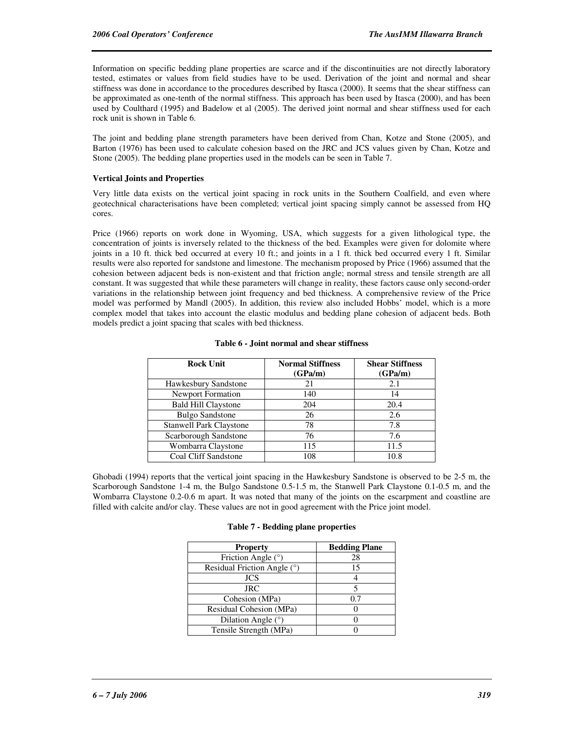Information on specific bedding plane properties are scarce and if the discontinuities are not directly laboratory tested, estimates or values from field studies have to be used. Derivation of the joint and normal and shear stiffness was done in accordance to the procedures described by Itasca (2000). It seems that the shear stiffness can be approximated as one-tenth of the normal stiffness. This approach has been used by Itasca (2000), and has been used by Coulthard (1995) and Badelow et al (2005). The derived joint normal and shear stiffness used for each rock unit is shown in Table 6.

The joint and bedding plane strength parameters have been derived from Chan, Kotze and Stone (2005), and Barton (1976) has been used to calculate cohesion based on the JRC and JCS values given by Chan, Kotze and Stone (2005). The bedding plane properties used in the models can be seen in Table 7.

**Vertical Joints and Properties**

Very little data exists on the vertical joint spacing in rock units in the Southern Coalfield, and even where geotechnical characterisations have been completed; vertical joint spacing simply cannot be assessed from HQ cores.

Price (1966) reports on work done in Wyoming, USA, which suggests for a given lithological type, the concentration of joints is inversely related to the thickness of the bed. Examples were given for dolomite where joints in a 10 ft. thick bed occurred at every 10 ft.; and joints in a 1 ft. thick bed occurred every 1 ft. Similar results were also reported for sandstone and limestone. The mechanism proposed by Price (1966) assumed that the cohesion between adjacent beds is non-existent and that friction angle; normal stress and tensile strength are all constant. It was suggested that while these parameters will change in reality, these factors cause only second-order variations in the relationship between joint frequency and bed thickness. A comprehensive review of the Price model was performed by Mandl (2005). In addition, this review also included Hobbs' model, which is a more complex model that takes into account the elastic modulus and bedding plane cohesion of adjacent beds. Both models predict a joint spacing that scales with bed thickness.

**Table 6 - Joint normal and shear stiffness**

| Rock Unit | Normal Stiffness (GPa/m) | Shear Stiffness (GPa/m) |
|---|---|---|
| Hawkesbury Sandstone | 21 | 2.1 |
| Newport Formation | 140 | 14 |
| Bald Hill Claystone | 204 | 20.4 |
| Bulgo Sandstone | 26 | 2.6 |
| Stanwell Park Claystone | 78 | 7.8 |
| Scarborough Sandstone | 76 | 7.6 |
| Wombarra Claystone | 115 | 11.5 |
| Coal Cliff Sandstone | 108 | 10.8 |

Ghobadi (1994) reports that the vertical joint spacing in the Hawkesbury Sandstone is observed to be 2-5 m, the Scarborough Sandstone 1-4 m, the Bulgo Sandstone 0.5-1.5 m, the Stanwell Park Claystone 0.1-0.5 m, and the Wombarra Claystone 0.2-0.6 m apart. It was noted that many of the joints on the escarpment and coastline are filled with calcite and/or clay. These values are not in good agreement with the Price joint model.

**Table 7 - Bedding plane properties**

| Property | Bedding Plane |
|---|---|
| Friction Angle (°) | 28 |
| Residual Friction Angle (°) | 15 |
| JCS | 4 |
| JRC | 5 |
| Cohesion (MPa) | 0.7 |
| Residual Cohesion (MPa) | 0 |
| Dilation Angle (°) | 0 |
| Tensile Strength (MPa) | 0 |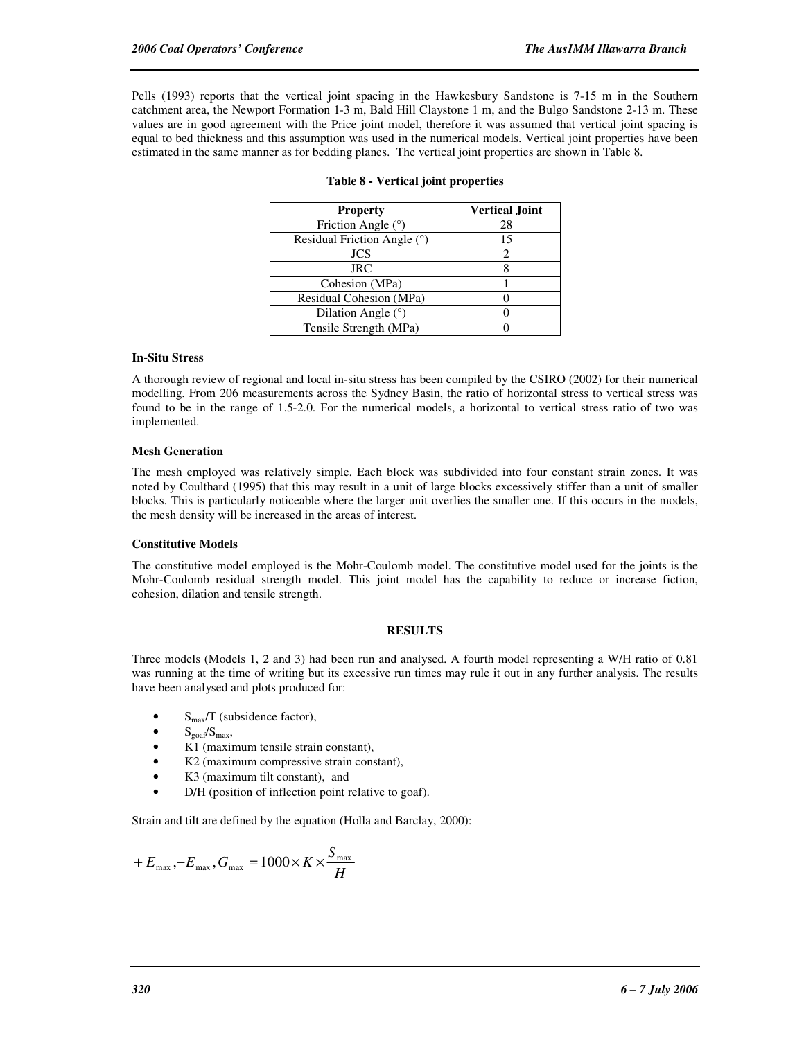Pells (1993) reports that the vertical joint spacing in the Hawkesbury Sandstone is 7-15 m in the Southern catchment area, the Newport Formation 1-3 m, Bald Hill Claystone 1 m, and the Bulgo Sandstone 2-13 m. These values are in good agreement with the Price joint model, therefore it was assumed that vertical joint spacing is equal to bed thickness and this assumption was used in the numerical models. Vertical joint properties have been estimated in the same manner as for bedding planes. The vertical joint properties are shown in Table 8.

**Table 8 - Vertical joint properties**

| Property | Vertical Joint |
|---|---|
| Friction Angle (°) | 28 |
| Residual Friction Angle (°) | 15 |
| JCS | 2 |
| JRC | 8 |
| Cohesion (MPa) | 1 |
| Residual Cohesion (MPa) | 0 |
| Dilation Angle (°) | 0 |
| Tensile Strength (MPa) | 0 |

### In-Situ Stress

A thorough review of regional and local in-situ stress has been compiled by the CSIRO (2002) for their numerical modelling. From 206 measurements across the Sydney Basin, the ratio of horizontal stress to vertical stress was found to be in the range of 1.5-2.0. For the numerical models, a horizontal to vertical stress ratio of two was implemented.

### Mesh Generation

The mesh employed was relatively simple. Each block was subdivided into four constant strain zones. It was noted by Coulthard (1995) that this may result in a unit of large blocks excessively stiffer than a unit of smaller blocks. This is particularly noticeable where the larger unit overlies the smaller one. If this occurs in the models, the mesh density will be increased in the areas of interest.

### Constitutive Models

The constitutive model employed is the Mohr-Coulomb model. The constitutive model used for the joints is the Mohr-Coulomb residual strength model. This joint model has the capability to reduce or increase fiction, cohesion, dilation and tensile strength.

## RESULTS

Three models (Models 1, 2 and 3) had been run and analysed. A fourth model representing a W/H ratio of 0.81 was running at the time of writing but its excessive run times may rule it out in any further analysis. The results have been analysed and plots produced for:

- $S_{max}/T$ (subsidence factor),
- $S_{goaf}/S_{max}$,
- K1 (maximum tensile strain constant),
- K2 (maximum compressive strain constant),
- K3 (maximum tilt constant), and
- D/H (position of inflection point relative to goaf).

Strain and tilt are defined by the equation (Holla and Barclay, 2000):

$$+E_{max}, -E_{max}, G_{max} = 1000 \times K \times \frac{S_{max}}{H}$$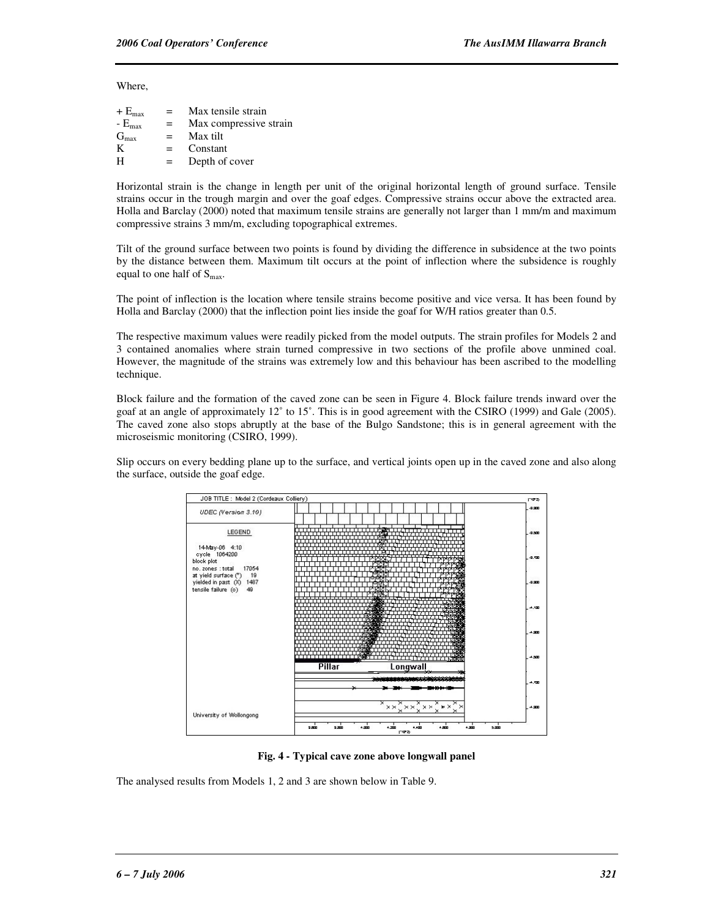Where,

$+E_{max}$ = Max tensile strain
$-E_{max}$ = Max compressive strain
$G_{max}$ = Max tilt
K = Constant
H = Depth of cover

Horizontal strain is the change in length per unit of the original horizontal length of ground surface. Tensile strains occur in the trough margin and over the goaf edges. Compressive strains occur above the extracted area. Holla and Barclay (2000) noted that maximum tensile strains are generally not larger than 1 mm/m and maximum compressive strains 3 mm/m, excluding topographical extremes.

Tilt of the ground surface between two points is found by dividing the difference in subsidence at the two points by the distance between them. Maximum tilt occurs at the point of inflection where the subsidence is roughly equal to one half of $S_{max}$.

The point of inflection is the location where tensile strains become positive and vice versa. It has been found by Holla and Barclay (2000) that the inflection point lies inside the goaf for W/H ratios greater than 0.5.

The respective maximum values were readily picked from the model outputs. The strain profiles for Models 2 and 3 contained anomalies where strain turned compressive in two sections of the profile above unmined coal. However, the magnitude of the strains was extremely low and this behaviour has been ascribed to the modelling technique.

Block failure and the formation of the caved zone can be seen in Figure 4. Block failure trends inward over the goaf at an angle of approximately 12˚ to 15˚. This is in good agreement with the CSIRO (1999) and Gale (2005). The caved zone also stops abruptly at the base of the Bulgo Sandstone; this is in general agreement with the microseismic monitoring (CSIRO, 1999).

Slip occurs on every bedding plane up to the surface, and vertical joints open up in the caved zone and also along the surface, outside the goaf edge.

**Fig. 4 - Typical cave zone above longwall panel**

The analysed results from Models 1, 2 and 3 are shown below in Table 9.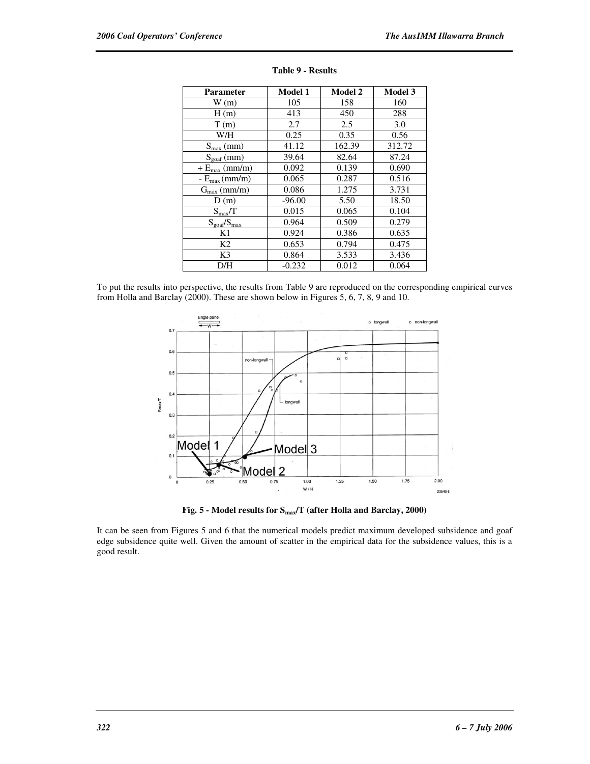**Table 9 - Results**

| Parameter | Model 1 | Model 2 | Model 3 |
|---|---|---|---|
| W (m) | 105 | 158 | 160 |
| H (m) | 413 | 450 | 288 |
| T (m) | 2.7 | 2.5 | 3.0 |
| W/H | 0.25 | 0.35 | 0.56 |
| $S_{max}$ (mm) | 41.12 | 162.39 | 312.72 |
| $S_{goaf}$ (mm) | 39.64 | 82.64 | 87.24 |
| + $E_{max}$ (mm/m) | 0.092 | 0.139 | 0.690 |
| - $E_{max}$ (mm/m) | 0.065 | 0.287 | 0.516 |
| $G_{max}$ (mm/m) | 0.086 | 1.275 | 3.731 |
| D (m) | -96.00 | 5.50 | 18.50 |
| $S_{max}$/T | 0.015 | 0.065 | 0.104 |
| $S_{goaf}$/$S_{max}$ | 0.964 | 0.509 | 0.279 |
| K1 | 0.924 | 0.386 | 0.635 |
| K2 | 0.653 | 0.794 | 0.475 |
| K3 | 0.864 | 3.533 | 3.436 |
| D/H | -0.232 | 0.012 | 0.064 |

To put the results into perspective, the results from Table 9 are reproduced on the corresponding empirical curves from Holla and Barclay (2000). These are shown below in Figures 5, 6, 7, 8, 9 and 10.

single panel
W
○ longwall
□ non-longwall
non-longwall
longwall
Model 1
Model 2
Model 3
Smax/T
0
0.1
0.2
0.3
0.4
0.5
0.6
0.7
0
0.25
0.50
0.75
1.00
1.25
1.50
1.75
2.00
W / H
23540-lt

**Fig. 5 - Model results for $S_{max}$/T (after Holla and Barclay, 2000)**

It can be seen from Figures 5 and 6 that the numerical models predict maximum developed subsidence and goaf edge subsidence quite well. Given the amount of scatter in the empirical data for the subsidence values, this is a good result.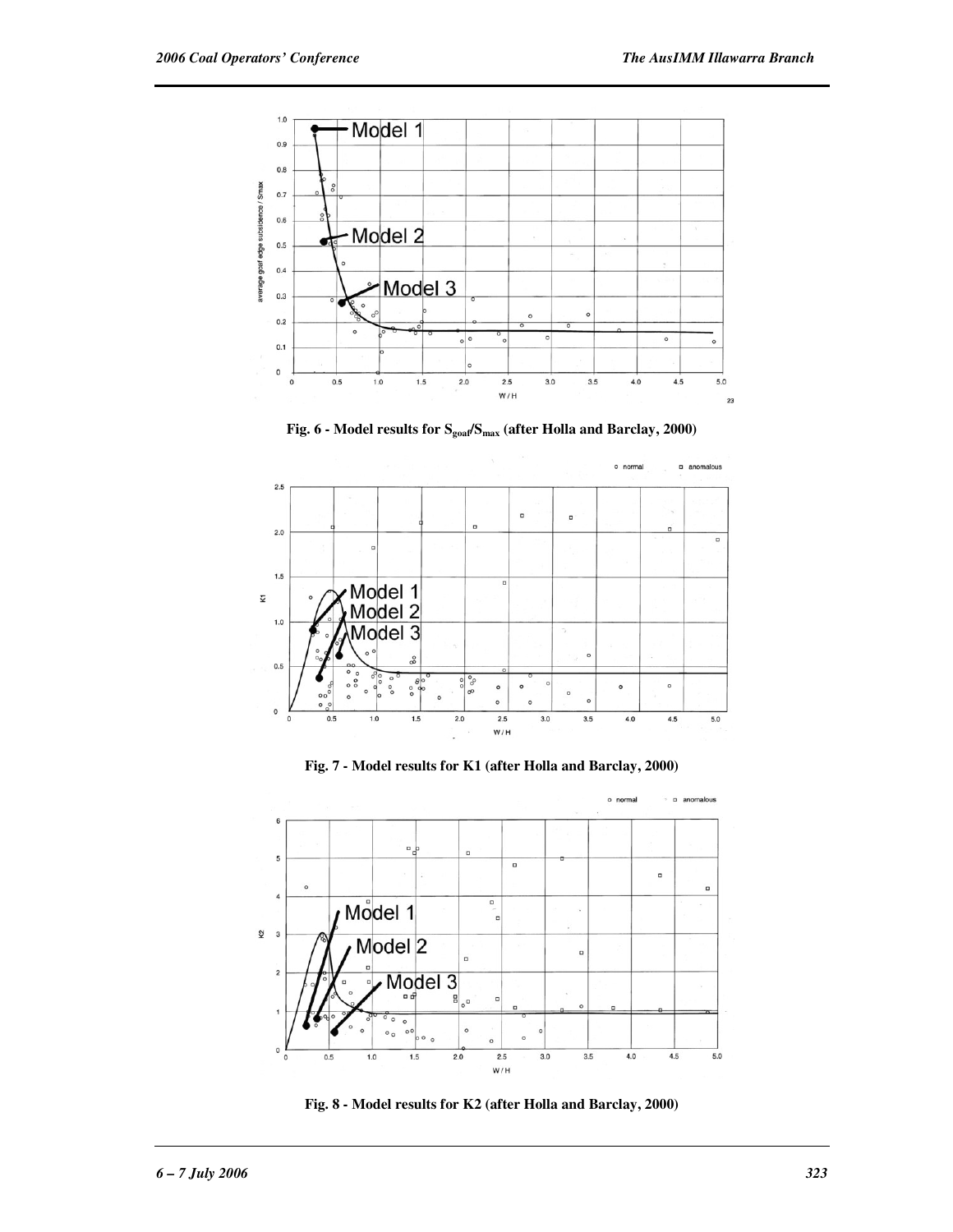Fig. 6 - Model results for $S_{goaf}/S_{max}$ (after Holla and Barclay, 2000)

Fig. 7 - Model results for K1 (after Holla and Barclay, 2000)

Fig. 8 - Model results for K2 (after Holla and Barclay, 2000)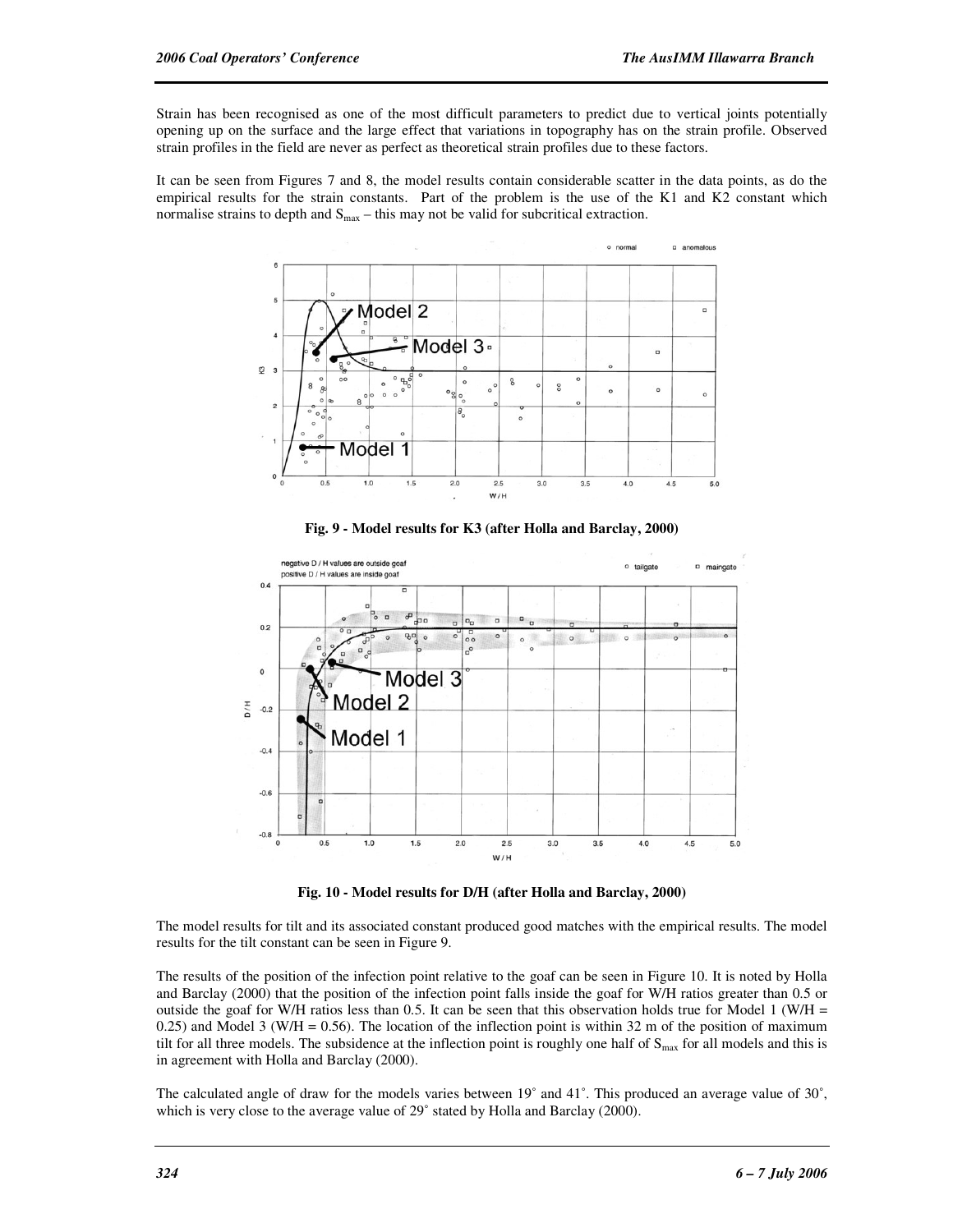Strain has been recognised as one of the most difficult parameters to predict due to vertical joints potentially opening up on the surface and the large effect that variations in topography has on the strain profile. Observed strain profiles in the field are never as perfect as theoretical strain profiles due to these factors.

It can be seen from Figures 7 and 8, the model results contain considerable scatter in the data points, as do the empirical results for the strain constants. Part of the problem is the use of the K1 and K2 constant which normalise strains to depth and $S_{max}$ – this may not be valid for subcritical extraction.

o normal
□ anomalous
Model 2
Model 3
Model 1
K3
W/H
0
1
2
3
4
5
6
0
0.5
1.0
1.5
2.0
2.5
3.0
3.5
4.0
4.5
5.0

**Fig. 9 - Model results for K3 (after Holla and Barclay, 2000)**

negative D / H values are outside goaf
positive D / H values are inside goaf
o tailgate
□ maingate
Model 3
Model 2
Model 1
D / H
W / H
0.4
0.2
0
-0.2
-0.4
-0.6
-0.8
0
0.5
1.0
1.5
2.0
2.5
3.0
3.5
4.0
4.5
5.0

**Fig. 10 - Model results for D/H (after Holla and Barclay, 2000)**

The model results for tilt and its associated constant produced good matches with the empirical results. The model results for the tilt constant can be seen in Figure 9.

The results of the position of the infection point relative to the goaf can be seen in Figure 10. It is noted by Holla and Barclay (2000) that the position of the infection point falls inside the goaf for W/H ratios greater than 0.5 or outside the goaf for W/H ratios less than 0.5. It can be seen that this observation holds true for Model 1 (W/H = 0.25) and Model 3 (W/H = 0.56). The location of the inflection point is within 32 m of the position of maximum tilt for all three models. The subsidence at the inflection point is roughly one half of $S_{max}$ for all models and this is in agreement with Holla and Barclay (2000).

The calculated angle of draw for the models varies between 19˚ and 41˚. This produced an average value of 30˚, which is very close to the average value of 29˚ stated by Holla and Barclay (2000).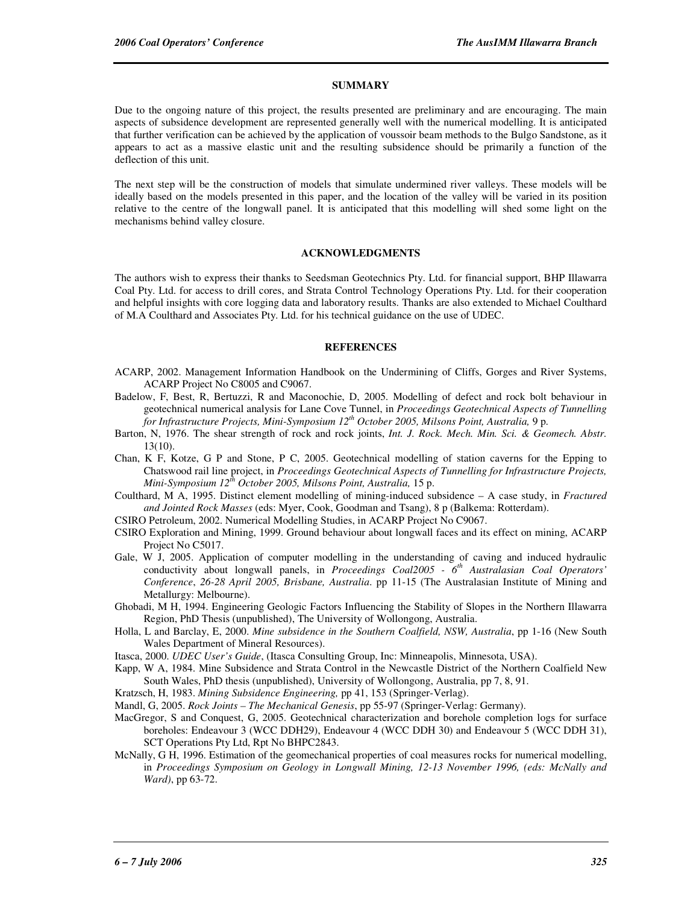## SUMMARY

Due to the ongoing nature of this project, the results presented are preliminary and are encouraging. The main aspects of subsidence development are represented generally well with the numerical modelling. It is anticipated that further verification can be achieved by the application of voussoir beam methods to the Bulgo Sandstone, as it appears to act as a massive elastic unit and the resulting subsidence should be primarily a function of the deflection of this unit.

The next step will be the construction of models that simulate undermined river valleys. These models will be ideally based on the models presented in this paper, and the location of the valley will be varied in its position relative to the centre of the longwall panel. It is anticipated that this modelling will shed some light on the mechanisms behind valley closure.

## ACKNOWLEDGMENTS

The authors wish to express their thanks to Seedsman Geotechnics Pty. Ltd. for financial support, BHP Illawarra Coal Pty. Ltd. for access to drill cores, and Strata Control Technology Operations Pty. Ltd. for their cooperation and helpful insights with core logging data and laboratory results. Thanks are also extended to Michael Coulthard of M.A Coulthard and Associates Pty. Ltd. for his technical guidance on the use of UDEC.

## REFERENCES

ACARP, 2002. Management Information Handbook on the Undermining of Cliffs, Gorges and River Systems, ACARP Project No C8005 and C9067.

Badelow, F, Best, R, Bertuzzi, R and Maconochie, D, 2005. Modelling of defect and rock bolt behaviour in geotechnical numerical analysis for Lane Cove Tunnel, in *Proceedings Geotechnical Aspects of Tunnelling for Infrastructure Projects, Mini-Symposium 12th October 2005, Milsons Point, Australia,* 9 p.

Barton, N, 1976. The shear strength of rock and rock joints, *Int. J. Rock. Mech. Min. Sci. & Geomech. Abstr.* 13(10).

Chan, K F, Kotze, G P and Stone, P C, 2005. Geotechnical modelling of station caverns for the Epping to Chatswood rail line project, in *Proceedings Geotechnical Aspects of Tunnelling for Infrastructure Projects, Mini-Symposium 12th October 2005, Milsons Point, Australia,* 15 p.

Coulthard, M A, 1995. Distinct element modelling of mining-induced subsidence – A case study, in *Fractured and Jointed Rock Masses* (eds: Myer, Cook, Goodman and Tsang), 8 p (Balkema: Rotterdam).

CSIRO Petroleum, 2002. Numerical Modelling Studies, in ACARP Project No C9067.

CSIRO Exploration and Mining, 1999. Ground behaviour about longwall faces and its effect on mining, ACARP Project No C5017.

Gale, W J, 2005. Application of computer modelling in the understanding of caving and induced hydraulic conductivity about longwall panels, in *Proceedings Coal2005 - 6th Australasian Coal Operators' Conference*, *26-28 April 2005, Brisbane, Australia*. pp 11-15 (The Australasian Institute of Mining and Metallurgy: Melbourne).

Ghobadi, M H, 1994. Engineering Geologic Factors Influencing the Stability of Slopes in the Northern Illawarra Region, PhD Thesis (unpublished), The University of Wollongong, Australia.

Holla, L and Barclay, E, 2000. *Mine subsidence in the Southern Coalfield, NSW, Australia*, pp 1-16 (New South Wales Department of Mineral Resources).

Itasca, 2000. *UDEC User's Guide*, (Itasca Consulting Group, Inc: Minneapolis, Minnesota, USA).

Kapp, W A, 1984. Mine Subsidence and Strata Control in the Newcastle District of the Northern Coalfield New South Wales, PhD thesis (unpublished), University of Wollongong, Australia, pp 7, 8, 91.

Kratzsch, H, 1983. *Mining Subsidence Engineering,* pp 41, 153 (Springer-Verlag).

Mandl, G, 2005. *Rock Joints – The Mechanical Genesis*, pp 55-97 (Springer-Verlag: Germany).

MacGregor, S and Conquest, G, 2005. Geotechnical characterization and borehole completion logs for surface boreholes: Endeavour 3 (WCC DDH29), Endeavour 4 (WCC DDH 30) and Endeavour 5 (WCC DDH 31), SCT Operations Pty Ltd, Rpt No BHPC2843.

McNally, G H, 1996. Estimation of the geomechanical properties of coal measures rocks for numerical modelling, in *Proceedings Symposium on Geology in Longwall Mining, 12-13 November 1996, (eds: McNally and Ward)*, pp 63-72.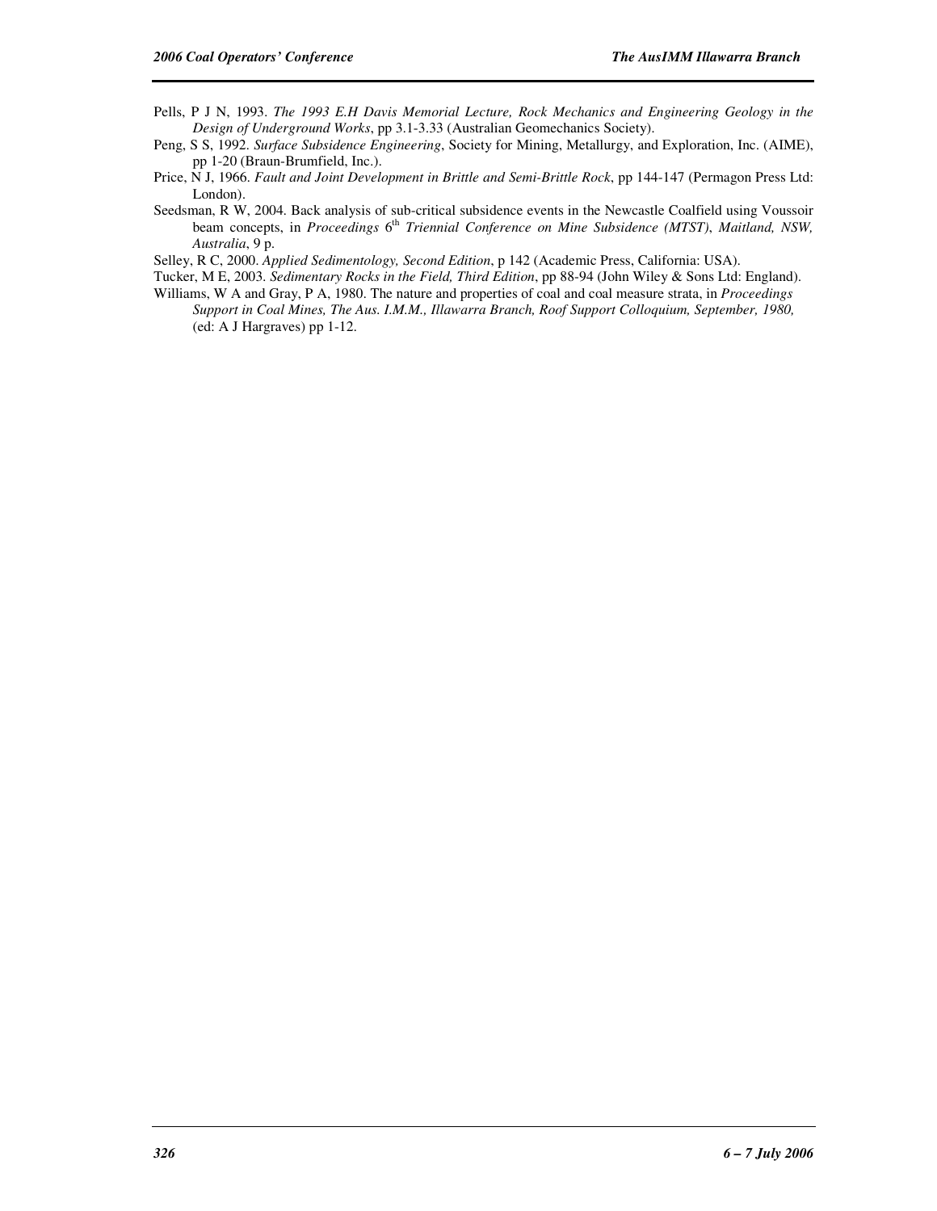Pells, P J N, 1993. *The 1993 E.H Davis Memorial Lecture, Rock Mechanics and Engineering Geology in the Design of Underground Works*, pp 3.1-3.33 (Australian Geomechanics Society).

Peng, S S, 1992. *Surface Subsidence Engineering*, Society for Mining, Metallurgy, and Exploration, Inc. (AIME), pp 1-20 (Braun-Brumfield, Inc.).

Price, N J, 1966. *Fault and Joint Development in Brittle and Semi-Brittle Rock*, pp 144-147 (Permagon Press Ltd: London).

Seedsman, R W, 2004. Back analysis of sub-critical subsidence events in the Newcastle Coalfield using Voussoir beam concepts, in *Proceedings* 6th *Triennial Conference on Mine Subsidence (MTST), Maitland, NSW, Australia*, 9 p.

Selley, R C, 2000. *Applied Sedimentology, Second Edition*, p 142 (Academic Press, California: USA).

Tucker, M E, 2003. *Sedimentary Rocks in the Field, Third Edition*, pp 88-94 (John Wiley & Sons Ltd: England).

Williams, W A and Gray, P A, 1980. The nature and properties of coal and coal measure strata, in *Proceedings Support in Coal Mines, The Aus. I.M.M., Illawarra Branch, Roof Support Colloquium, September, 1980,* (ed: A J Hargraves) pp 1-12.